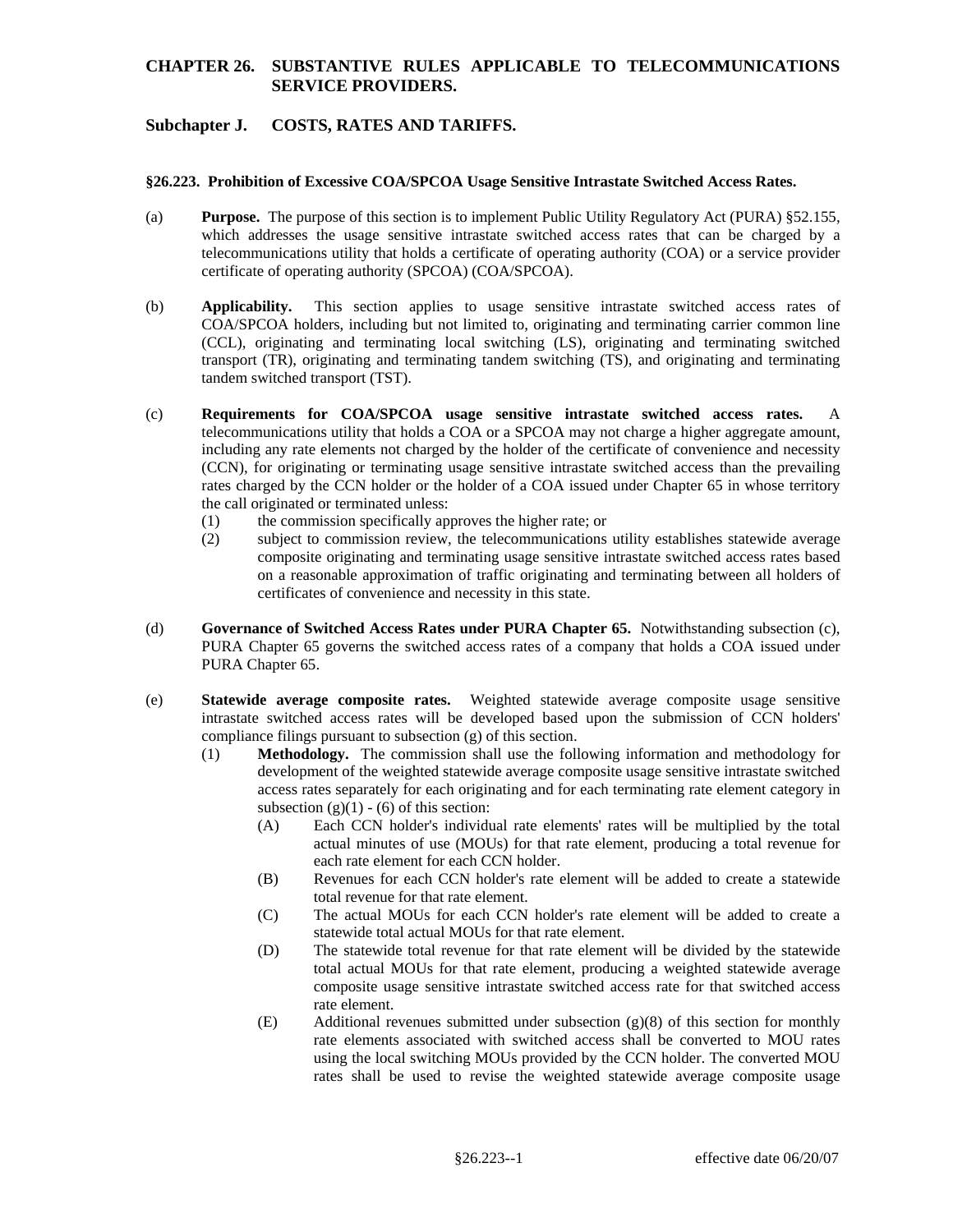# CHAPTER 26. SUBSTANTIVE RULES APPLICABLE TO TELECOMMUNICATIONS SERVICE PROVIDERS.

## Subchapter J. COSTS, RATES AND TARIFFS.

### §26.223. Prohibition of Excessive COA/SPCOA Usage Sensitive Intrastate Switched Access Rates.

(a) **Purpose.** The purpose of this section is to implement Public Utility Regulatory Act (PURA) §52.155, which addresses the usage sensitive intrastate switched access rates that can be charged by a telecommunications utility that holds a certificate of operating authority (COA) or a service provider certificate of operating authority (SPCOA) (COA/SPCOA).

(b) **Applicability.** This section applies to usage sensitive intrastate switched access rates of COA/SPCOA holders, including but not limited to, originating and terminating carrier common line (CCL), originating and terminating local switching (LS), originating and terminating switched transport (TR), originating and terminating tandem switching (TS), and originating and terminating tandem switched transport (TST).

(c) **Requirements for COA/SPCOA usage sensitive intrastate switched access rates.** A telecommunications utility that holds a COA or a SPCOA may not charge a higher aggregate amount, including any rate elements not charged by the holder of the certificate of convenience and necessity (CCN), for originating or terminating usage sensitive intrastate switched access than the prevailing rates charged by the CCN holder or the holder of a COA issued under Chapter 65 in whose territory the call originated or terminated unless:

   (1) the commission specifically approves the higher rate; or

   (2) subject to commission review, the telecommunications utility establishes statewide average composite originating and terminating usage sensitive intrastate switched access rates based on a reasonable approximation of traffic originating and terminating between all holders of certificates of convenience and necessity in this state.

(d) **Governance of Switched Access Rates under PURA Chapter 65.** Notwithstanding subsection (c), PURA Chapter 65 governs the switched access rates of a company that holds a COA issued under PURA Chapter 65.

(e) **Statewide average composite rates.** Weighted statewide average composite usage sensitive intrastate switched access rates will be developed based upon the submission of CCN holders' compliance filings pursuant to subsection (g) of this section.

   (1) **Methodology.** The commission shall use the following information and methodology for development of the weighted statewide average composite usage sensitive intrastate switched access rates separately for each originating and for each terminating rate element category in subsection (g)(1) - (6) of this section:

      (A) Each CCN holder's individual rate elements' rates will be multiplied by the total actual minutes of use (MOUs) for that rate element, producing a total revenue for each rate element for each CCN holder.

      (B) Revenues for each CCN holder's rate element will be added to create a statewide total revenue for that rate element.

      (C) The actual MOUs for each CCN holder's rate element will be added to create a statewide total actual MOUs for that rate element.

      (D) The statewide total revenue for that rate element will be divided by the statewide total actual MOUs for that rate element, producing a weighted statewide average composite usage sensitive intrastate switched access rate for that switched access rate element.

      (E) Additional revenues submitted under subsection (g)(8) of this section for monthly rate elements associated with switched access shall be converted to MOU rates using the local switching MOUs provided by the CCN holder. The converted MOU rates shall be used to revise the weighted statewide average composite usage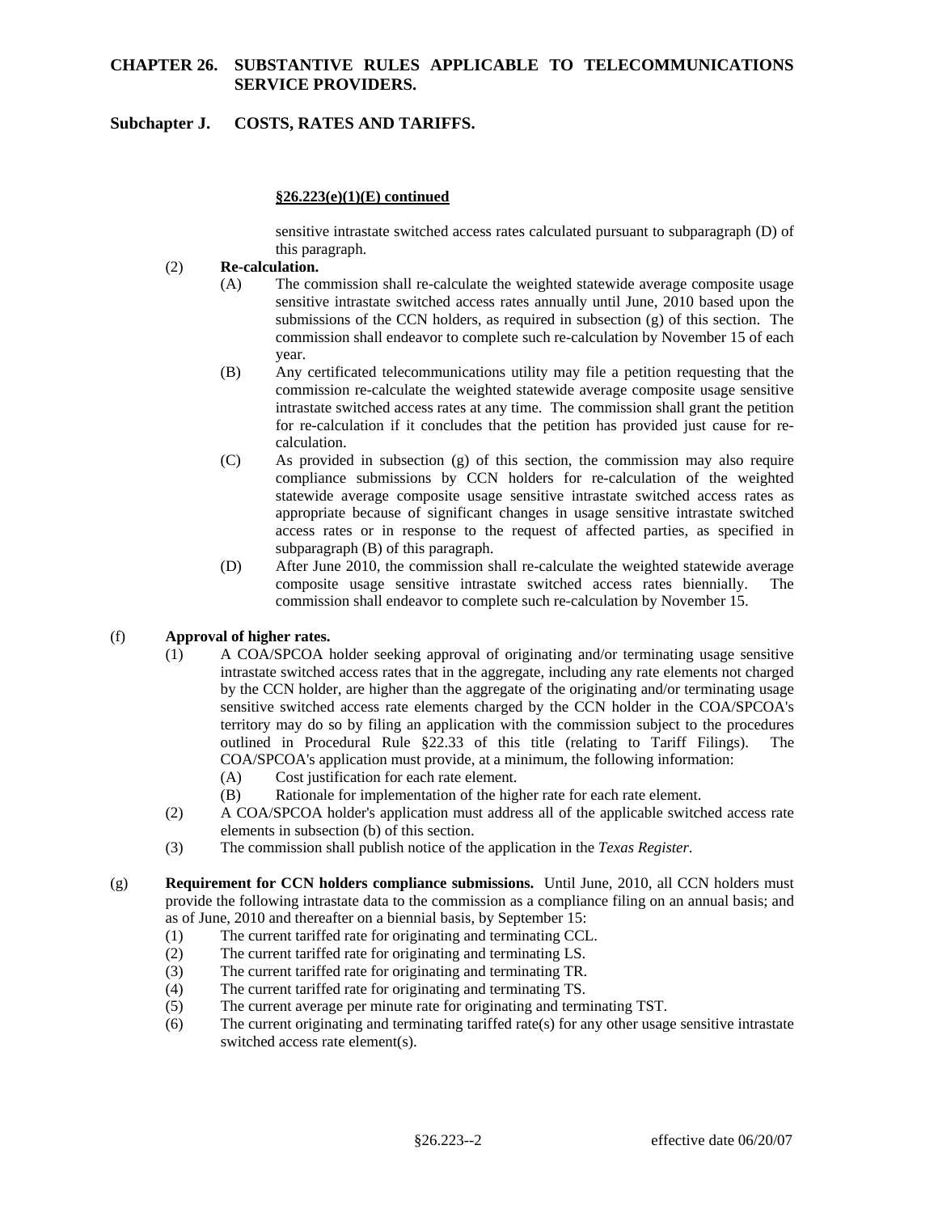**§26.223(e)(1)(E) continued**

sensitive intrastate switched access rates calculated pursuant to subparagraph (D) of this paragraph.

(2) **Re-calculation.**

(A) The commission shall re-calculate the weighted statewide average composite usage sensitive intrastate switched access rates annually until June, 2010 based upon the submissions of the CCN holders, as required in subsection (g) of this section. The commission shall endeavor to complete such re-calculation by November 15 of each year.

(B) Any certificated telecommunications utility may file a petition requesting that the commission re-calculate the weighted statewide average composite usage sensitive intrastate switched access rates at any time. The commission shall grant the petition for re-calculation if it concludes that the petition has provided just cause for re-calculation.

(C) As provided in subsection (g) of this section, the commission may also require compliance submissions by CCN holders for re-calculation of the weighted statewide average composite usage sensitive intrastate switched access rates as appropriate because of significant changes in usage sensitive intrastate switched access rates or in response to the request of affected parties, as specified in subparagraph (B) of this paragraph.

(D) After June 2010, the commission shall re-calculate the weighted statewide average composite usage sensitive intrastate switched access rates biennially. The commission shall endeavor to complete such re-calculation by November 15.

(f) **Approval of higher rates.**

(1) A COA/SPCOA holder seeking approval of originating and/or terminating usage sensitive intrastate switched access rates that in the aggregate, including any rate elements not charged by the CCN holder, are higher than the aggregate of the originating and/or terminating usage sensitive switched access rate elements charged by the CCN holder in the COA/SPCOA's territory may do so by filing an application with the commission subject to the procedures outlined in Procedural Rule §22.33 of this title (relating to Tariff Filings). The COA/SPCOA's application must provide, at a minimum, the following information:

(A) Cost justification for each rate element.

(B) Rationale for implementation of the higher rate for each rate element.

(2) A COA/SPCOA holder's application must address all of the applicable switched access rate elements in subsection (b) of this section.

(3) The commission shall publish notice of the application in the *Texas Register*.

(g) **Requirement for CCN holders compliance submissions.** Until June, 2010, all CCN holders must provide the following intrastate data to the commission as a compliance filing on an annual basis; and as of June, 2010 and thereafter on a biennial basis, by September 15:

(1) The current tariffed rate for originating and terminating CCL.

(2) The current tariffed rate for originating and terminating LS.

(3) The current tariffed rate for originating and terminating TR.

(4) The current tariffed rate for originating and terminating TS.

(5) The current average per minute rate for originating and terminating TST.

(6) The current originating and terminating tariffed rate(s) for any other usage sensitive intrastate switched access rate element(s).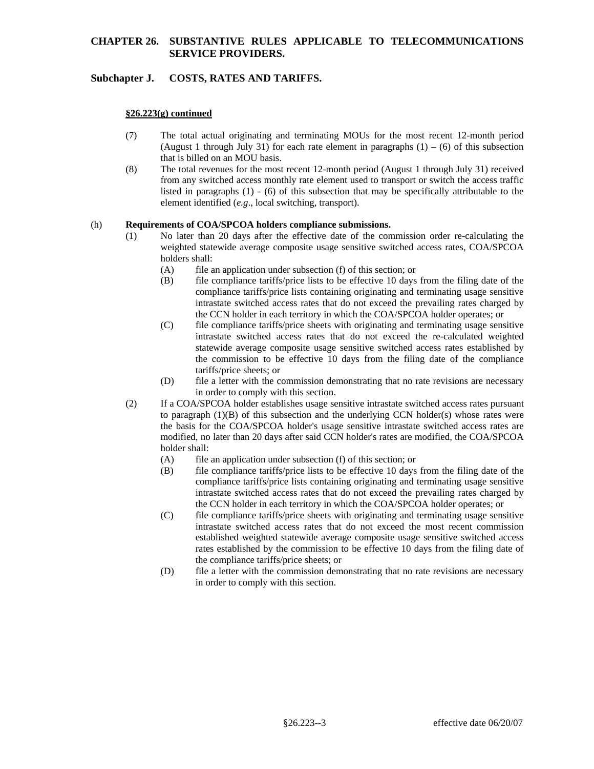**§26.223(g) continued**

(7) The total actual originating and terminating MOUs for the most recent 12-month period (August 1 through July 31) for each rate element in paragraphs (1) – (6) of this subsection that is billed on an MOU basis.

(8) The total revenues for the most recent 12-month period (August 1 through July 31) received from any switched access monthly rate element used to transport or switch the access traffic listed in paragraphs (1) - (6) of this subsection that may be specifically attributable to the element identified (*e.g*., local switching, transport).

(h) **Requirements of COA/SPCOA holders compliance submissions.**

(1) No later than 20 days after the effective date of the commission order re-calculating the weighted statewide average composite usage sensitive switched access rates, COA/SPCOA holders shall:

(A) file an application under subsection (f) of this section; or

(B) file compliance tariffs/price lists to be effective 10 days from the filing date of the compliance tariffs/price lists containing originating and terminating usage sensitive intrastate switched access rates that do not exceed the prevailing rates charged by the CCN holder in each territory in which the COA/SPCOA holder operates; or

(C) file compliance tariffs/price sheets with originating and terminating usage sensitive intrastate switched access rates that do not exceed the re-calculated weighted statewide average composite usage sensitive switched access rates established by the commission to be effective 10 days from the filing date of the compliance tariffs/price sheets; or

(D) file a letter with the commission demonstrating that no rate revisions are necessary in order to comply with this section.

(2) If a COA/SPCOA holder establishes usage sensitive intrastate switched access rates pursuant to paragraph (1)(B) of this subsection and the underlying CCN holder(s) whose rates were the basis for the COA/SPCOA holder's usage sensitive intrastate switched access rates are modified, no later than 20 days after said CCN holder's rates are modified, the COA/SPCOA holder shall:

(A) file an application under subsection (f) of this section; or

(B) file compliance tariffs/price lists to be effective 10 days from the filing date of the compliance tariffs/price lists containing originating and terminating usage sensitive intrastate switched access rates that do not exceed the prevailing rates charged by the CCN holder in each territory in which the COA/SPCOA holder operates; or

(C) file compliance tariffs/price sheets with originating and terminating usage sensitive intrastate switched access rates that do not exceed the most recent commission established weighted statewide average composite usage sensitive switched access rates established by the commission to be effective 10 days from the filing date of the compliance tariffs/price sheets; or

(D) file a letter with the commission demonstrating that no rate revisions are necessary in order to comply with this section.